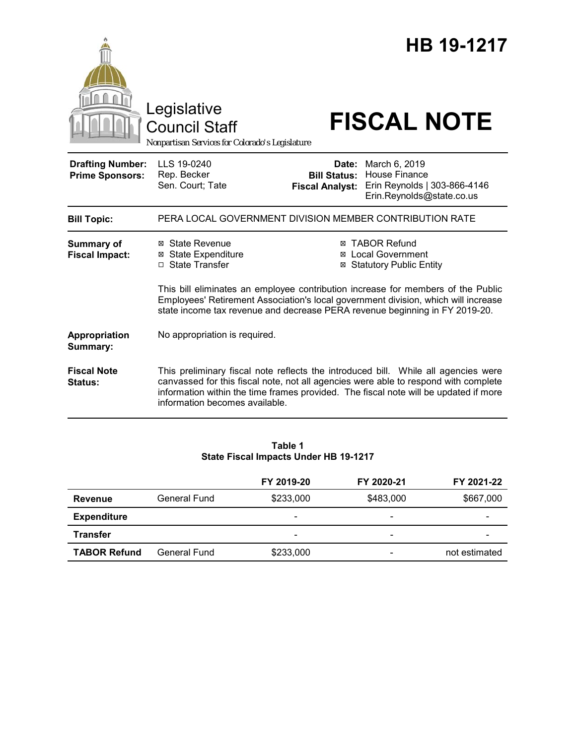# HB 19-1217

Legislative Council Staff

*Nonpartisan Services for Colorado's Legislature*

# FISCAL NOTE

| | | | |
|---|---|---|---|
| **Drafting Number:** | LLS 19-0240 | **Date:** | March 6, 2019 |
| **Prime Sponsors:** | Rep. Becker<br>Sen. Court; Tate | **Bill Status:** | House Finance |
| | | **Fiscal Analyst:** | Erin Reynolds \| 303-866-4146<br>Erin.Reynolds@state.co.us |

| | |
|---|---|
| **Bill Topic:** | PERA LOCAL GOVERNMENT DIVISION MEMBER CONTRIBUTION RATE |
| **Summary of Fiscal Impact:** | ☒ State Revenue ☒ State Expenditure ☐ State Transfer ☒ TABOR Refund ☒ Local Government ☒ Statutory Public Entity<br><br>This bill eliminates an employee contribution increase for members of the Public Employees' Retirement Association's local government division, which will increase state income tax revenue and decrease PERA revenue beginning in FY 2019-20. |
| **Appropriation Summary:** | No appropriation is required. |
| **Fiscal Note Status:** | This preliminary fiscal note reflects the introduced bill. While all agencies were canvassed for this fiscal note, not all agencies were able to respond with complete information within the time frames provided. The fiscal note will be updated if more information becomes available. |

**Table 1**
**State Fiscal Impacts Under HB 19-1217**

| | | FY 2019-20 | FY 2020-21 | FY 2021-22 |
|---|---|---|---|---|
| **Revenue** | General Fund | $233,000 | $483,000 | $667,000 |
| **Expenditure** | | - | - | - |
| **Transfer** | | - | - | - |
| **TABOR Refund** | General Fund | $233,000 | - | not estimated |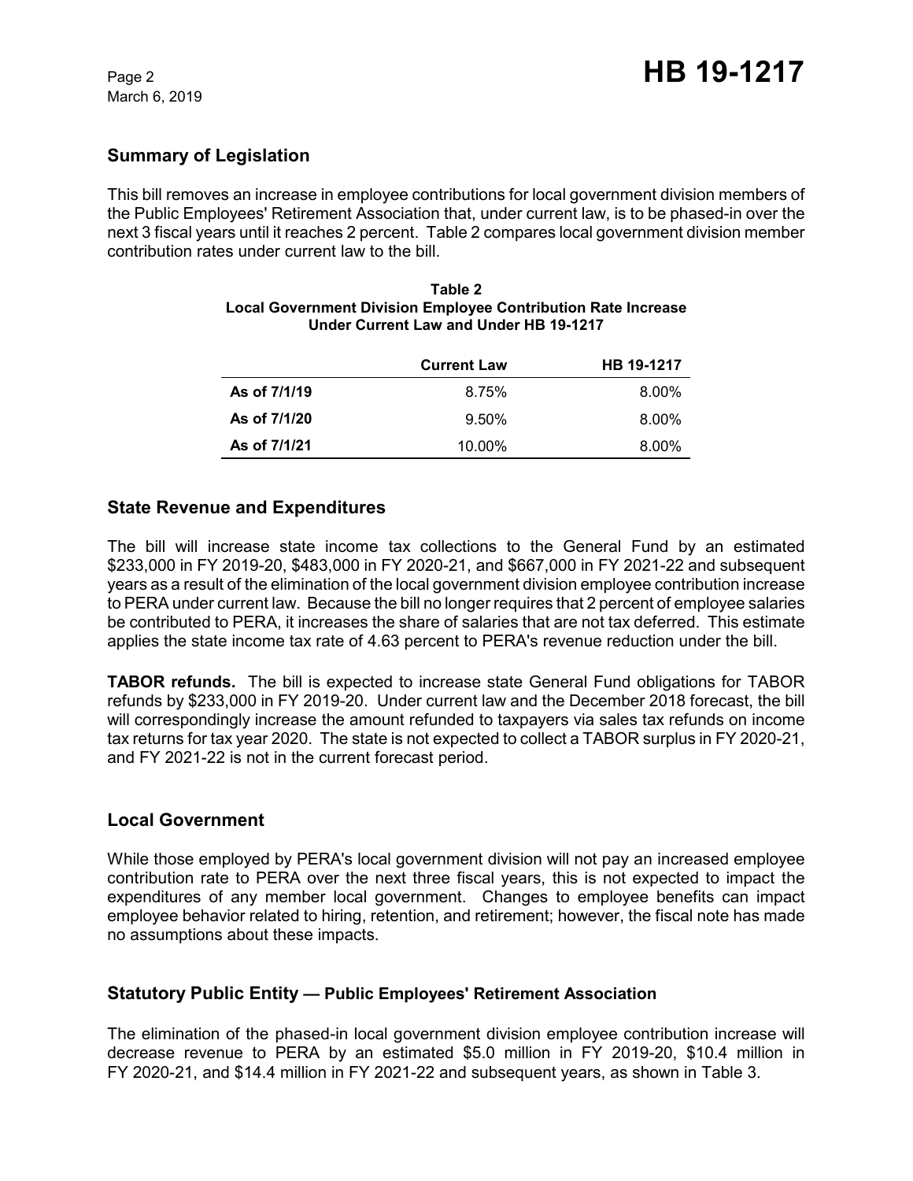## Summary of Legislation

This bill removes an increase in employee contributions for local government division members of the Public Employees' Retirement Association that, under current law, is to be phased-in over the next 3 fiscal years until it reaches 2 percent. Table 2 compares local government division member contribution rates under current law to the bill.

**Table 2**
**Local Government Division Employee Contribution Rate Increase**
**Under Current Law and Under HB 19-1217**

| | Current Law | HB 19-1217 |
|---|---|---|
| **As of 7/1/19** | 8.75% | 8.00% |
| **As of 7/1/20** | 9.50% | 8.00% |
| **As of 7/1/21** | 10.00% | 8.00% |

## State Revenue and Expenditures

The bill will increase state income tax collections to the General Fund by an estimated $233,000 in FY 2019-20, $483,000 in FY 2020-21, and $667,000 in FY 2021-22 and subsequent years as a result of the elimination of the local government division employee contribution increase to PERA under current law. Because the bill no longer requires that 2 percent of employee salaries be contributed to PERA, it increases the share of salaries that are not tax deferred. This estimate applies the state income tax rate of 4.63 percent to PERA's revenue reduction under the bill.

**TABOR refunds.** The bill is expected to increase state General Fund obligations for TABOR refunds by $233,000 in FY 2019-20. Under current law and the December 2018 forecast, the bill will correspondingly increase the amount refunded to taxpayers via sales tax refunds on income tax returns for tax year 2020. The state is not expected to collect a TABOR surplus in FY 2020-21, and FY 2021-22 is not in the current forecast period.

## Local Government

While those employed by PERA's local government division will not pay an increased employee contribution rate to PERA over the next three fiscal years, this is not expected to impact the expenditures of any member local government. Changes to employee benefits can impact employee behavior related to hiring, retention, and retirement; however, the fiscal note has made no assumptions about these impacts.

## Statutory Public Entity — Public Employees' Retirement Association

The elimination of the phased-in local government division employee contribution increase will decrease revenue to PERA by an estimated $5.0 million in FY 2019-20, $10.4 million in FY 2020-21, and $14.4 million in FY 2021-22 and subsequent years, as shown in Table 3.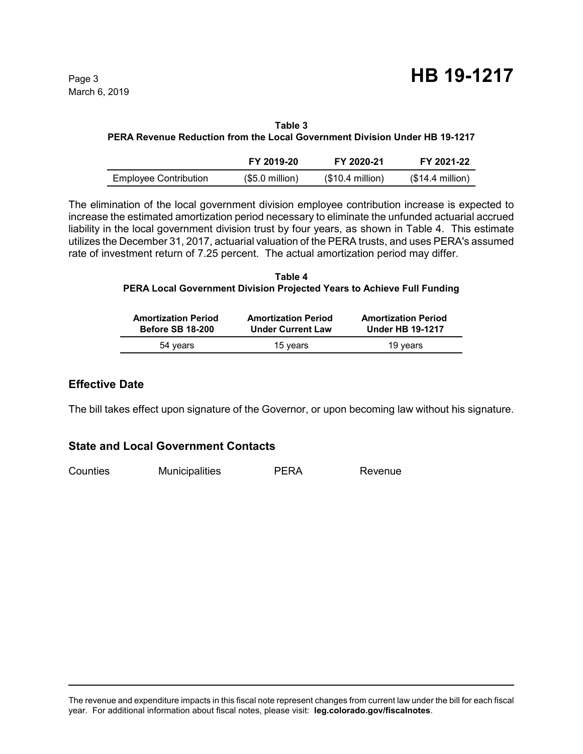**Table 3**
**PERA Revenue Reduction from the Local Government Division Under HB 19-1217**

| | FY 2019-20 | FY 2020-21 | FY 2021-22 |
|---|---|---|---|
| Employee Contribution | ($5.0 million) | ($10.4 million) | ($14.4 million) |

The elimination of the local government division employee contribution increase is expected to increase the estimated amortization period necessary to eliminate the unfunded actuarial accrued liability in the local government division trust by four years, as shown in Table 4. This estimate utilizes the December 31, 2017, actuarial valuation of the PERA trusts, and uses PERA's assumed rate of investment return of 7.25 percent. The actual amortization period may differ.

**Table 4**
**PERA Local Government Division Projected Years to Achieve Full Funding**

| Amortization Period Before SB 18-200 | Amortization Period Under Current Law | Amortization Period Under HB 19-1217 |
|---|---|---|
| 54 years | 15 years | 19 years |

## Effective Date

The bill takes effect upon signature of the Governor, or upon becoming law without his signature.

## State and Local Government Contacts

Counties     Municipalities     PERA     Revenue

The revenue and expenditure impacts in this fiscal note represent changes from current law under the bill for each fiscal year. For additional information about fiscal notes, please visit: **leg.colorado.gov/fiscalnotes**.